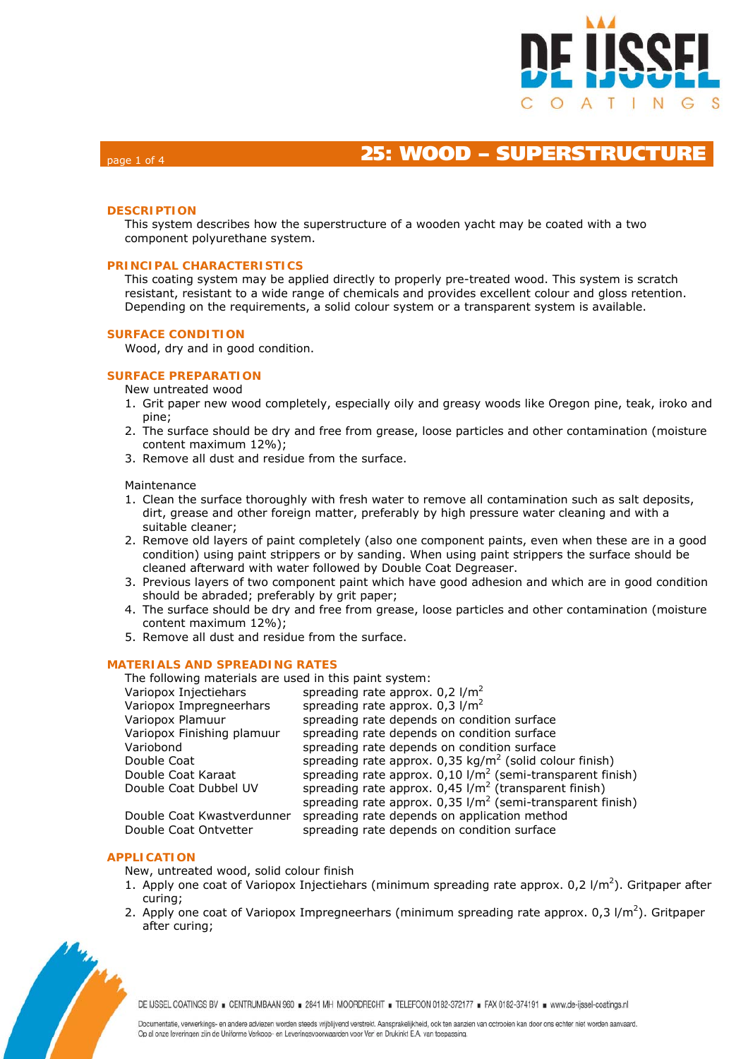# 25: WOOD – SUPERSTRUCTURE

## DESCRIPTION

This system describes how the superstructure of a wooden yacht may be coated with a two component polyurethane system.

## PRINCIPAL CHARACTERISTICS

This coating system may be applied directly to properly pre-treated wood. This system is scratch resistant, resistant to a wide range of chemicals and provides excellent colour and gloss retention. Depending on the requirements, a solid colour system or a transparent system is available.

## SURFACE CONDITION

Wood, dry and in good condition.

## SURFACE PREPARATION

New untreated wood

1. Grit paper new wood completely, especially oily and greasy woods like Oregon pine, teak, iroko and pine;
2. The surface should be dry and free from grease, loose particles and other contamination (moisture content maximum 12%);
3. Remove all dust and residue from the surface.

Maintenance

1. Clean the surface thoroughly with fresh water to remove all contamination such as salt deposits, dirt, grease and other foreign matter, preferably by high pressure water cleaning and with a suitable cleaner;
2. Remove old layers of paint completely (also one component paints, even when these are in a good condition) using paint strippers or by sanding. When using paint strippers the surface should be cleaned afterward with water followed by Double Coat Degreaser.
3. Previous layers of two component paint which have good adhesion and which are in good condition should be abraded; preferably by grit paper;
4. The surface should be dry and free from grease, loose particles and other contamination (moisture content maximum 12%);
5. Remove all dust and residue from the surface.

## MATERIALS AND SPREADING RATES

The following materials are used in this paint system:

| | |
|---|---|
| Variopox Injectiehars | spreading rate approx. 0,2 l/m$^2$ |
| Variopox Impregneerhars | spreading rate approx. 0,3 l/m$^2$ |
| Variopox Plamuur | spreading rate depends on condition surface |
| Variopox Finishing plamuur | spreading rate depends on condition surface |
| Variobond | spreading rate depends on condition surface |
| Double Coat | spreading rate approx. 0,35 kg/m$^2$ (solid colour finish) |
| Double Coat Karaat | spreading rate approx. 0,10 l/m$^2$ (semi-transparent finish) |
| Double Coat Dubbel UV | spreading rate approx. 0,45 l/m$^2$ (transparent finish) |
| | spreading rate approx. 0,35 l/m$^2$ (semi-transparent finish) |
| Double Coat Kwastverdunner | spreading rate depends on application method |
| Double Coat Ontvetter | spreading rate depends on condition surface |

## APPLICATION

New, untreated wood, solid colour finish

1. Apply one coat of Variopox Injectiehars (minimum spreading rate approx. 0,2 l/m$^2$). Gritpaper after curing;
2. Apply one coat of Variopox Impregneerhars (minimum spreading rate approx. 0,3 l/m$^2$). Gritpaper after curing;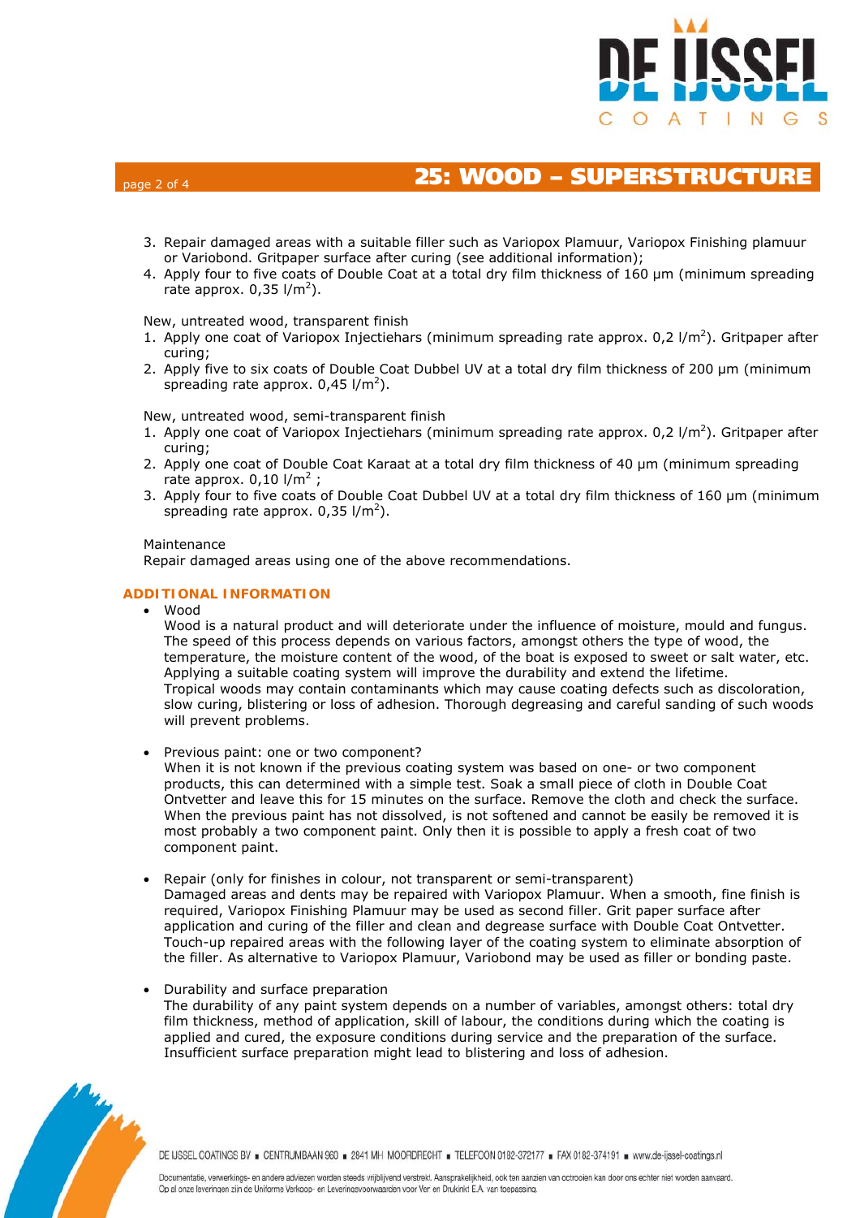## 25: WOOD – SUPERSTRUCTURE

3. Repair damaged areas with a suitable filler such as Variopox Plamuur, Variopox Finishing plamuur or Variobond. Gritpaper surface after curing (see additional information);
4. Apply four to five coats of Double Coat at a total dry film thickness of 160 µm (minimum spreading rate approx. 0,35 l/m$^2$).

New, untreated wood, transparent finish

1. Apply one coat of Variopox Injectiehars (minimum spreading rate approx. 0,2 l/m$^2$). Gritpaper after curing;
2. Apply five to six coats of Double Coat Dubbel UV at a total dry film thickness of 200 µm (minimum spreading rate approx. 0,45 l/m$^2$).

New, untreated wood, semi-transparent finish

1. Apply one coat of Variopox Injectiehars (minimum spreading rate approx. 0,2 l/m$^2$). Gritpaper after curing;
2. Apply one coat of Double Coat Karaat at a total dry film thickness of 40 µm (minimum spreading rate approx. 0,10 l/m$^2$ ;
3. Apply four to five coats of Double Coat Dubbel UV at a total dry film thickness of 160 µm (minimum spreading rate approx. 0,35 l/m$^2$).

Maintenance

Repair damaged areas using one of the above recommendations.

### ADDITIONAL INFORMATION

- Wood

  Wood is a natural product and will deteriorate under the influence of moisture, mould and fungus. The speed of this process depends on various factors, amongst others the type of wood, the temperature, the moisture content of the wood, of the boat is exposed to sweet or salt water, etc. Applying a suitable coating system will improve the durability and extend the lifetime.
  Tropical woods may contain contaminants which may cause coating defects such as discoloration, slow curing, blistering or loss of adhesion. Thorough degreasing and careful sanding of such woods will prevent problems.

- Previous paint: one or two component?

  When it is not known if the previous coating system was based on one- or two component products, this can determined with a simple test. Soak a small piece of cloth in Double Coat Ontvetter and leave this for 15 minutes on the surface. Remove the cloth and check the surface. When the previous paint has not dissolved, is not softened and cannot be easily be removed it is most probably a two component paint. Only then it is possible to apply a fresh coat of two component paint.

- Repair (only for finishes in colour, not transparent or semi-transparent)

  Damaged areas and dents may be repaired with Variopox Plamuur. When a smooth, fine finish is required, Variopox Finishing Plamuur may be used as second filler. Grit paper surface after application and curing of the filler and clean and degrease surface with Double Coat Ontvetter. Touch-up repaired areas with the following layer of the coating system to eliminate absorption of the filler. As alternative to Variopox Plamuur, Variobond may be used as filler or bonding paste.

- Durability and surface preparation

  The durability of any paint system depends on a number of variables, amongst others: total dry film thickness, method of application, skill of labour, the conditions during which the coating is applied and cured, the exposure conditions during service and the preparation of the surface. Insufficient surface preparation might lead to blistering and loss of adhesion.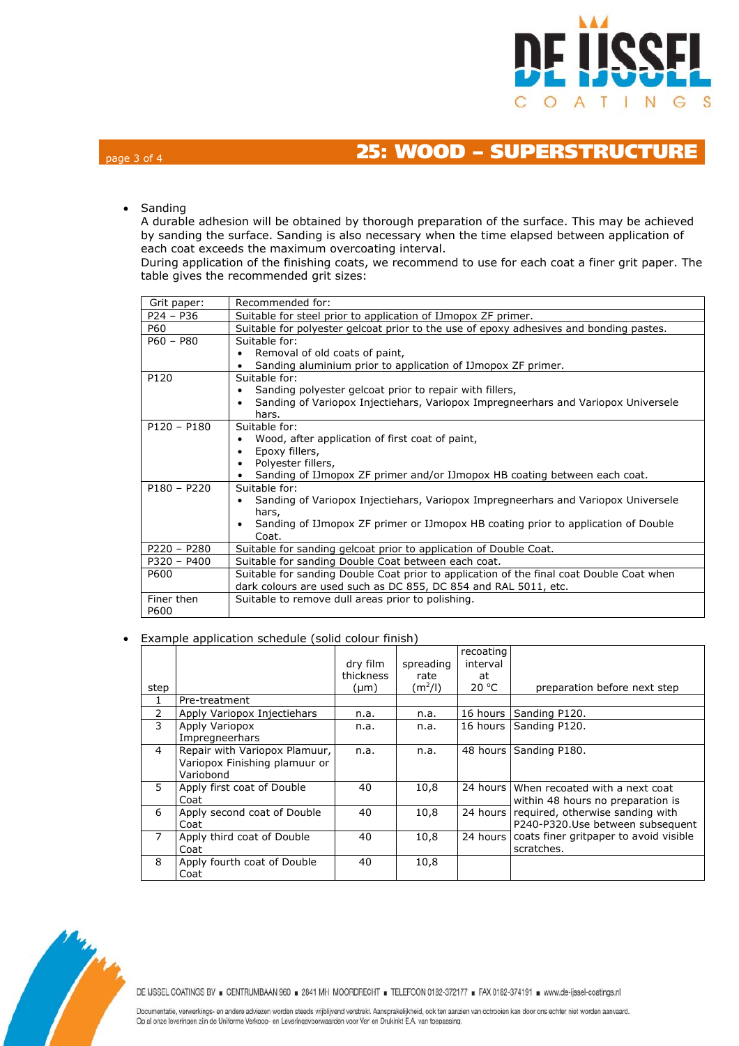## 25: WOOD – SUPERSTRUCTURE

- Sanding

  A durable adhesion will be obtained by thorough preparation of the surface. This may be achieved by sanding the surface. Sanding is also necessary when the time elapsed between application of each coat exceeds the maximum overcoating interval.

  During application of the finishing coats, we recommend to use for each coat a finer grit paper. The table gives the recommended grit sizes:

| Grit paper: | Recommended for: |
|---|---|
| P24 – P36 | Suitable for steel prior to application of IJmopox ZF primer. |
| P60 | Suitable for polyester gelcoat prior to the use of epoxy adhesives and bonding pastes. |
| P60 – P80 | Suitable for:<br>• Removal of old coats of paint,<br>• Sanding aluminium prior to application of IJmopox ZF primer. |
| P120 | Suitable for:<br>• Sanding polyester gelcoat prior to repair with fillers,<br>• Sanding of Variopox Injectiehars, Variopox Impregneerhars and Variopox Universele hars. |
| P120 – P180 | Suitable for:<br>• Wood, after application of first coat of paint,<br>• Epoxy fillers,<br>• Polyester fillers,<br>• Sanding of IJmopox ZF primer and/or IJmopox HB coating between each coat. |
| P180 – P220 | Suitable for:<br>• Sanding of Variopox Injectiehars, Variopox Impregneerhars and Variopox Universele hars,<br>• Sanding of IJmopox ZF primer or IJmopox HB coating prior to application of Double Coat. |
| P220 – P280 | Suitable for sanding gelcoat prior to application of Double Coat. |
| P320 – P400 | Suitable for sanding Double Coat between each coat. |
| P600 | Suitable for sanding Double Coat prior to application of the final coat Double Coat when dark colours are used such as DC 855, DC 854 and RAL 5011, etc. |
| Finer then P600 | Suitable to remove dull areas prior to polishing. |

- Example application schedule (solid colour finish)

| step | | dry film thickness (μm) | spreading rate ($m^2$/l) | recoating interval at 20 °C | preparation before next step |
|---|---|---|---|---|---|
| 1 | Pre-treatment | | | | |
| 2 | Apply Variopox Injectiehars | n.a. | n.a. | 16 hours | Sanding P120. |
| 3 | Apply Variopox Impregneerhars | n.a. | n.a. | 16 hours | Sanding P120. |
| 4 | Repair with Variopox Plamuur, Variopox Finishing plamuur or Variobond | n.a. | n.a. | 48 hours | Sanding P180. |
| 5 | Apply first coat of Double Coat | 40 | 10,8 | 24 hours | When recoated with a next coat within 48 hours no preparation is required, otherwise sanding with P240-P320.Use between subsequent coats finer gritpaper to avoid visible scratches. |
| 6 | Apply second coat of Double Coat | 40 | 10,8 | 24 hours | |
| 7 | Apply third coat of Double Coat | 40 | 10,8 | 24 hours | |
| 8 | Apply fourth coat of Double Coat | 40 | 10,8 | | |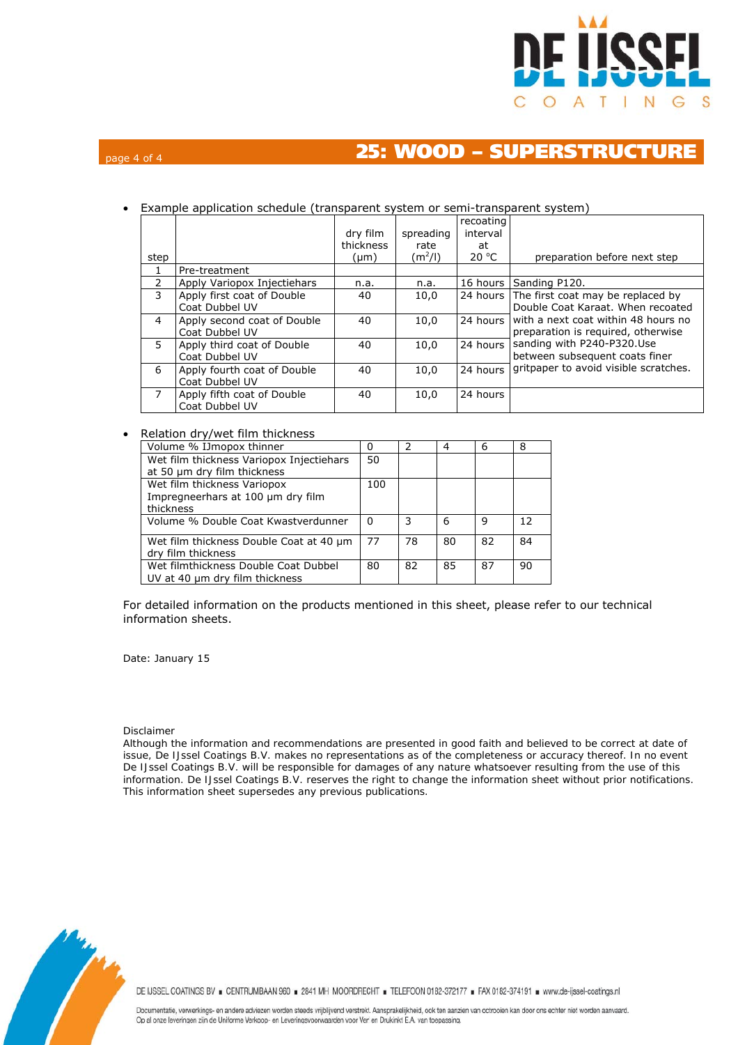# 25: WOOD – SUPERSTRUCTURE

- Example application schedule (transparent system or semi-transparent system)

| step | | dry film thickness (µm) | spreading rate ($m^2$/l) | recoating interval at 20 °C | preparation before next step |
|---|---|---|---|---|---|
| 1 | Pre-treatment | | | | |
| 2 | Apply Variopox Injectiehars | n.a. | n.a. | 16 hours | Sanding P120. |
| 3 | Apply first coat of Double Coat Dubbel UV | 40 | 10,0 | 24 hours | The first coat may be replaced by Double Coat Karaat. When recoated with a next coat within 48 hours no preparation is required, otherwise sanding with P240-P320.Use between subsequent coats finer gritpaper to avoid visible scratches. |
| 4 | Apply second coat of Double Coat Dubbel UV | 40 | 10,0 | 24 hours | |
| 5 | Apply third coat of Double Coat Dubbel UV | 40 | 10,0 | 24 hours | |
| 6 | Apply fourth coat of Double Coat Dubbel UV | 40 | 10,0 | 24 hours | |
| 7 | Apply fifth coat of Double Coat Dubbel UV | 40 | 10,0 | 24 hours | |

- Relation dry/wet film thickness

| Volume % IJmopox thinner | 0 | 2 | 4 | 6 | 8 |
|---|---|---|---|---|---|
| Wet film thickness Variopox Injectiehars at 50 µm dry film thickness | 50 | | | | |
| Wet film thickness Variopox Impregneerhars at 100 µm dry film thickness | 100 | | | | |
| Volume % Double Coat Kwastverdunner | 0 | 3 | 6 | 9 | 12 |
| Wet film thickness Double Coat at 40 µm dry film thickness | 77 | 78 | 80 | 82 | 84 |
| Wet filmthickness Double Coat Dubbel UV at 40 µm dry film thickness | 80 | 82 | 85 | 87 | 90 |

For detailed information on the products mentioned in this sheet, please refer to our technical information sheets.

Date: January 15

Disclaimer
Although the information and recommendations are presented in good faith and believed to be correct at date of issue, De IJssel Coatings B.V. makes no representations as of the completeness or accuracy thereof. In no event De IJssel Coatings B.V. will be responsible for damages of any nature whatsoever resulting from the use of this information. De IJssel Coatings B.V. reserves the right to change the information sheet without prior notifications. This information sheet supersedes any previous publications.